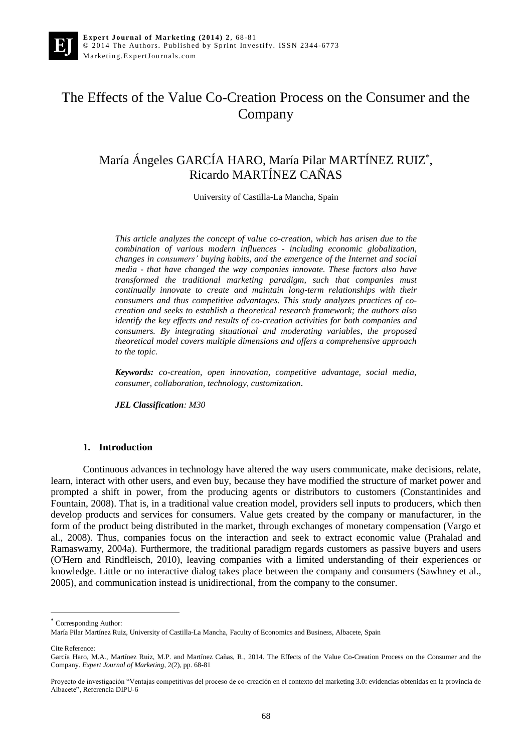# The Effects of the Value Co-Creation Process on the Consumer and the Company

María Ángeles GARCÍA HARO, María Pilar MARTÍNEZ RUIZ*, Ricardo MARTÍNEZ CAÑAS

University of Castilla-La Mancha, Spain

*This article analyzes the concept of value co-creation, which has arisen due to the combination of various modern influences - including economic globalization, changes in consumers' buying habits, and the emergence of the Internet and social media - that have changed the way companies innovate. These factors also have transformed the traditional marketing paradigm, such that companies must continually innovate to create and maintain long-term relationships with their consumers and thus competitive advantages. This study analyzes practices of co-creation and seeks to establish a theoretical research framework; the authors also identify the key effects and results of co-creation activities for both companies and consumers. By integrating situational and moderating variables, the proposed theoretical model covers multiple dimensions and offers a comprehensive approach to the topic.*

***Keywords:*** *co-creation, open innovation, competitive advantage, social media, consumer, collaboration, technology, customization.*

***JEL Classification**: M30*

## 1. Introduction

Continuous advances in technology have altered the way users communicate, make decisions, relate, learn, interact with other users, and even buy, because they have modified the structure of market power and prompted a shift in power, from the producing agents or distributors to customers (Constantinides and Fountain, 2008). That is, in a traditional value creation model, providers sell inputs to producers, which then develop products and services for consumers. Value gets created by the company or manufacturer, in the form of the product being distributed in the market, through exchanges of monetary compensation (Vargo et al., 2008). Thus, companies focus on the interaction and seek to extract economic value (Prahalad and Ramaswamy, 2004a). Furthermore, the traditional paradigm regards customers as passive buyers and users (O'Hern and Rindfleisch, 2010), leaving companies with a limited understanding of their experiences or knowledge. Little or no interactive dialog takes place between the company and consumers (Sawhney et al., 2005), and communication instead is unidirectional, from the company to the consumer.

---

* Corresponding Author:
María Pilar Martínez Ruiz, University of Castilla-La Mancha, Faculty of Economics and Business, Albacete, Spain

Cite Reference:
García Haro, M.A., Martínez Ruiz, M.P. and Martínez Cañas, R., 2014. The Effects of the Value Co-Creation Process on the Consumer and the Company. *Expert Journal of Marketing*, 2(2), pp. 68-81

Proyecto de investigación "Ventajas competitivas del proceso de co-creación en el contexto del marketing 3.0: evidencias obtenidas en la provincia de Albacete", Referencia DIPU-6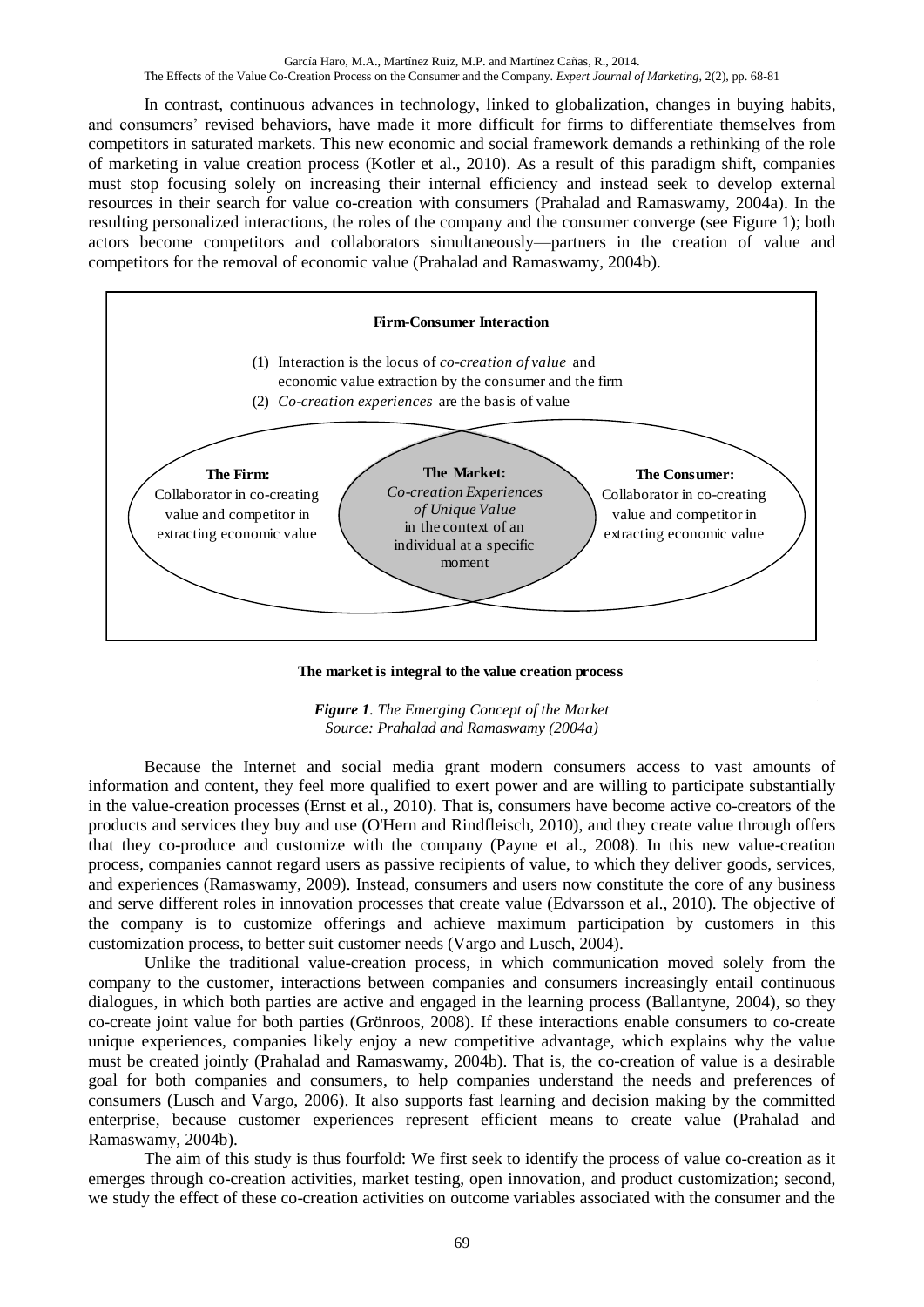In contrast, continuous advances in technology, linked to globalization, changes in buying habits, and consumers' revised behaviors, have made it more difficult for firms to differentiate themselves from competitors in saturated markets. This new economic and social framework demands a rethinking of the role of marketing in value creation process (Kotler et al., 2010). As a result of this paradigm shift, companies must stop focusing solely on increasing their internal efficiency and instead seek to develop external resources in their search for value co-creation with consumers (Prahalad and Ramaswamy, 2004a). In the resulting personalized interactions, the roles of the company and the consumer converge (see Figure 1); both actors become competitors and collaborators simultaneously—partners in the creation of value and competitors for the removal of economic value (Prahalad and Ramaswamy, 2004b).

**Firm-Consumer Interaction**

(1) Interaction is the locus of *co-creation of value* and economic value extraction by the consumer and the firm
(2) *Co-creation experiences* are the basis of value

**The Firm:** Collaborator in co-creating value and competitor in extracting economic value

**The Market:** *Co-creation Experiences of Unique Value* in the context of an individual at a specific moment

**The Consumer:** Collaborator in co-creating value and competitor in extracting economic value

**The market is integral to the value creation process**

***Figure 1**. The Emerging Concept of the Market*
*Source: Prahalad and Ramaswamy (2004a)*

Because the Internet and social media grant modern consumers access to vast amounts of information and content, they feel more qualified to exert power and are willing to participate substantially in the value-creation processes (Ernst et al., 2010). That is, consumers have become active co-creators of the products and services they buy and use (O'Hern and Rindfleisch, 2010), and they create value through offers that they co-produce and customize with the company (Payne et al., 2008). In this new value-creation process, companies cannot regard users as passive recipients of value, to which they deliver goods, services, and experiences (Ramaswamy, 2009). Instead, consumers and users now constitute the core of any business and serve different roles in innovation processes that create value (Edvarsson et al., 2010). The objective of the company is to customize offerings and achieve maximum participation by customers in this customization process, to better suit customer needs (Vargo and Lusch, 2004).

Unlike the traditional value-creation process, in which communication moved solely from the company to the customer, interactions between companies and consumers increasingly entail continuous dialogues, in which both parties are active and engaged in the learning process (Ballantyne, 2004), so they co-create joint value for both parties (Grönroos, 2008). If these interactions enable consumers to co-create unique experiences, companies likely enjoy a new competitive advantage, which explains why the value must be created jointly (Prahalad and Ramaswamy, 2004b). That is, the co-creation of value is a desirable goal for both companies and consumers, to help companies understand the needs and preferences of consumers (Lusch and Vargo, 2006). It also supports fast learning and decision making by the committed enterprise, because customer experiences represent efficient means to create value (Prahalad and Ramaswamy, 2004b).

The aim of this study is thus fourfold: We first seek to identify the process of value co-creation as it emerges through co-creation activities, market testing, open innovation, and product customization; second, we study the effect of these co-creation activities on outcome variables associated with the consumer and the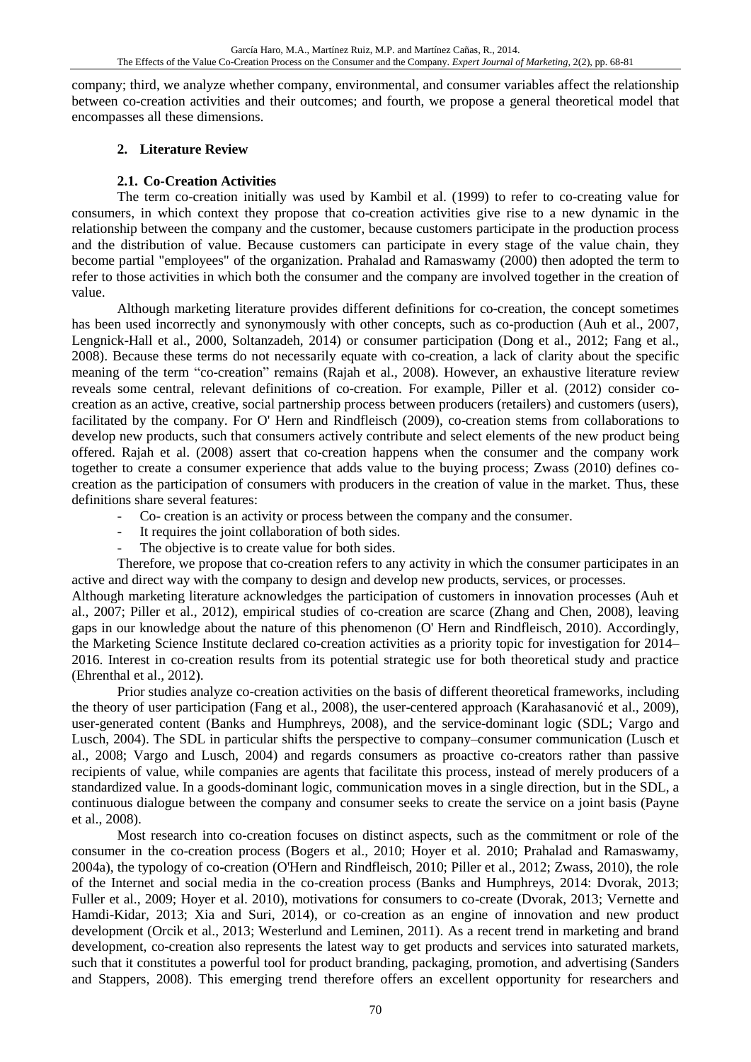company; third, we analyze whether company, environmental, and consumer variables affect the relationship between co-creation activities and their outcomes; and fourth, we propose a general theoretical model that encompasses all these dimensions.

## 2. Literature Review

### 2.1. Co-Creation Activities

The term co-creation initially was used by Kambil et al. (1999) to refer to co-creating value for consumers, in which context they propose that co-creation activities give rise to a new dynamic in the relationship between the company and the customer, because customers participate in the production process and the distribution of value. Because customers can participate in every stage of the value chain, they become partial "employees" of the organization. Prahalad and Ramaswamy (2000) then adopted the term to refer to those activities in which both the consumer and the company are involved together in the creation of value.

Although marketing literature provides different definitions for co-creation, the concept sometimes has been used incorrectly and synonymously with other concepts, such as co-production (Auh et al., 2007, Lengnick-Hall et al., 2000, Soltanzadeh, 2014) or consumer participation (Dong et al., 2012; Fang et al., 2008). Because these terms do not necessarily equate with co-creation, a lack of clarity about the specific meaning of the term "co-creation" remains (Rajah et al., 2008). However, an exhaustive literature review reveals some central, relevant definitions of co-creation. For example, Piller et al. (2012) consider co-creation as an active, creative, social partnership process between producers (retailers) and customers (users), facilitated by the company. For O' Hern and Rindfleisch (2009), co-creation stems from collaborations to develop new products, such that consumers actively contribute and select elements of the new product being offered. Rajah et al. (2008) assert that co-creation happens when the consumer and the company work together to create a consumer experience that adds value to the buying process; Zwass (2010) defines co-creation as the participation of consumers with producers in the creation of value in the market. Thus, these definitions share several features:

- Co- creation is an activity or process between the company and the consumer.
- It requires the joint collaboration of both sides.
- The objective is to create value for both sides.

Therefore, we propose that co-creation refers to any activity in which the consumer participates in an active and direct way with the company to design and develop new products, services, or processes.

Although marketing literature acknowledges the participation of customers in innovation processes (Auh et al., 2007; Piller et al., 2012), empirical studies of co-creation are scarce (Zhang and Chen, 2008), leaving gaps in our knowledge about the nature of this phenomenon (O' Hern and Rindfleisch, 2010). Accordingly, the Marketing Science Institute declared co-creation activities as a priority topic for investigation for 2014–2016. Interest in co-creation results from its potential strategic use for both theoretical study and practice (Ehrenthal et al., 2012).

Prior studies analyze co-creation activities on the basis of different theoretical frameworks, including the theory of user participation (Fang et al., 2008), the user-centered approach (Karahasanović et al., 2009), user-generated content (Banks and Humphreys, 2008), and the service-dominant logic (SDL; Vargo and Lusch, 2004). The SDL in particular shifts the perspective to company–consumer communication (Lusch et al., 2008; Vargo and Lusch, 2004) and regards consumers as proactive co-creators rather than passive recipients of value, while companies are agents that facilitate this process, instead of merely producers of a standardized value. In a goods-dominant logic, communication moves in a single direction, but in the SDL, a continuous dialogue between the company and consumer seeks to create the service on a joint basis (Payne et al., 2008).

Most research into co-creation focuses on distinct aspects, such as the commitment or role of the consumer in the co-creation process (Bogers et al., 2010; Hoyer et al. 2010; Prahalad and Ramaswamy, 2004a), the typology of co-creation (O'Hern and Rindfleisch, 2010; Piller et al., 2012; Zwass, 2010), the role of the Internet and social media in the co-creation process (Banks and Humphreys, 2014: Dvorak, 2013; Fuller et al., 2009; Hoyer et al. 2010), motivations for consumers to co-create (Dvorak, 2013; Vernette and Hamdi-Kidar, 2013; Xia and Suri, 2014), or co-creation as an engine of innovation and new product development (Orcik et al., 2013; Westerlund and Leminen, 2011). As a recent trend in marketing and brand development, co-creation also represents the latest way to get products and services into saturated markets, such that it constitutes a powerful tool for product branding, packaging, promotion, and advertising (Sanders and Stappers, 2008). This emerging trend therefore offers an excellent opportunity for researchers and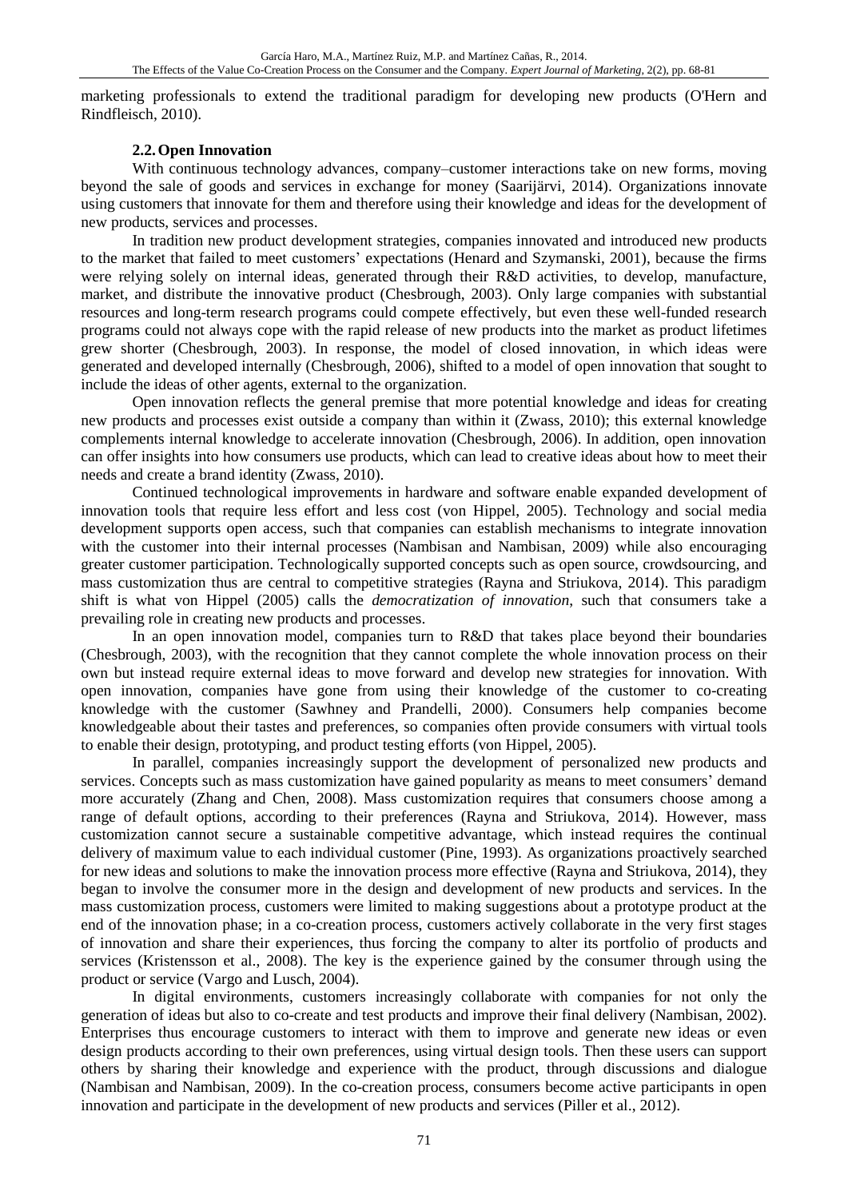marketing professionals to extend the traditional paradigm for developing new products (O'Hern and Rindfleisch, 2010).

### 2.2. Open Innovation

With continuous technology advances, company–customer interactions take on new forms, moving beyond the sale of goods and services in exchange for money (Saarijärvi, 2014). Organizations innovate using customers that innovate for them and therefore using their knowledge and ideas for the development of new products, services and processes.

In tradition new product development strategies, companies innovated and introduced new products to the market that failed to meet customers' expectations (Henard and Szymanski, 2001), because the firms were relying solely on internal ideas, generated through their R&D activities, to develop, manufacture, market, and distribute the innovative product (Chesbrough, 2003). Only large companies with substantial resources and long-term research programs could compete effectively, but even these well-funded research programs could not always cope with the rapid release of new products into the market as product lifetimes grew shorter (Chesbrough, 2003). In response, the model of closed innovation, in which ideas were generated and developed internally (Chesbrough, 2006), shifted to a model of open innovation that sought to include the ideas of other agents, external to the organization.

Open innovation reflects the general premise that more potential knowledge and ideas for creating new products and processes exist outside a company than within it (Zwass, 2010); this external knowledge complements internal knowledge to accelerate innovation (Chesbrough, 2006). In addition, open innovation can offer insights into how consumers use products, which can lead to creative ideas about how to meet their needs and create a brand identity (Zwass, 2010).

Continued technological improvements in hardware and software enable expanded development of innovation tools that require less effort and less cost (von Hippel, 2005). Technology and social media development supports open access, such that companies can establish mechanisms to integrate innovation with the customer into their internal processes (Nambisan and Nambisan, 2009) while also encouraging greater customer participation. Technologically supported concepts such as open source, crowdsourcing, and mass customization thus are central to competitive strategies (Rayna and Striukova, 2014). This paradigm shift is what von Hippel (2005) calls the *democratization of innovation*, such that consumers take a prevailing role in creating new products and processes.

In an open innovation model, companies turn to R&D that takes place beyond their boundaries (Chesbrough, 2003), with the recognition that they cannot complete the whole innovation process on their own but instead require external ideas to move forward and develop new strategies for innovation. With open innovation, companies have gone from using their knowledge of the customer to co-creating knowledge with the customer (Sawhney and Prandelli, 2000). Consumers help companies become knowledgeable about their tastes and preferences, so companies often provide consumers with virtual tools to enable their design, prototyping, and product testing efforts (von Hippel, 2005).

In parallel, companies increasingly support the development of personalized new products and services. Concepts such as mass customization have gained popularity as means to meet consumers' demand more accurately (Zhang and Chen, 2008). Mass customization requires that consumers choose among a range of default options, according to their preferences (Rayna and Striukova, 2014). However, mass customization cannot secure a sustainable competitive advantage, which instead requires the continual delivery of maximum value to each individual customer (Pine, 1993). As organizations proactively searched for new ideas and solutions to make the innovation process more effective (Rayna and Striukova, 2014), they began to involve the consumer more in the design and development of new products and services. In the mass customization process, customers were limited to making suggestions about a prototype product at the end of the innovation phase; in a co-creation process, customers actively collaborate in the very first stages of innovation and share their experiences, thus forcing the company to alter its portfolio of products and services (Kristensson et al., 2008). The key is the experience gained by the consumer through using the product or service (Vargo and Lusch, 2004).

In digital environments, customers increasingly collaborate with companies for not only the generation of ideas but also to co-create and test products and improve their final delivery (Nambisan, 2002). Enterprises thus encourage customers to interact with them to improve and generate new ideas or even design products according to their own preferences, using virtual design tools. Then these users can support others by sharing their knowledge and experience with the product, through discussions and dialogue (Nambisan and Nambisan, 2009). In the co-creation process, consumers become active participants in open innovation and participate in the development of new products and services (Piller et al., 2012).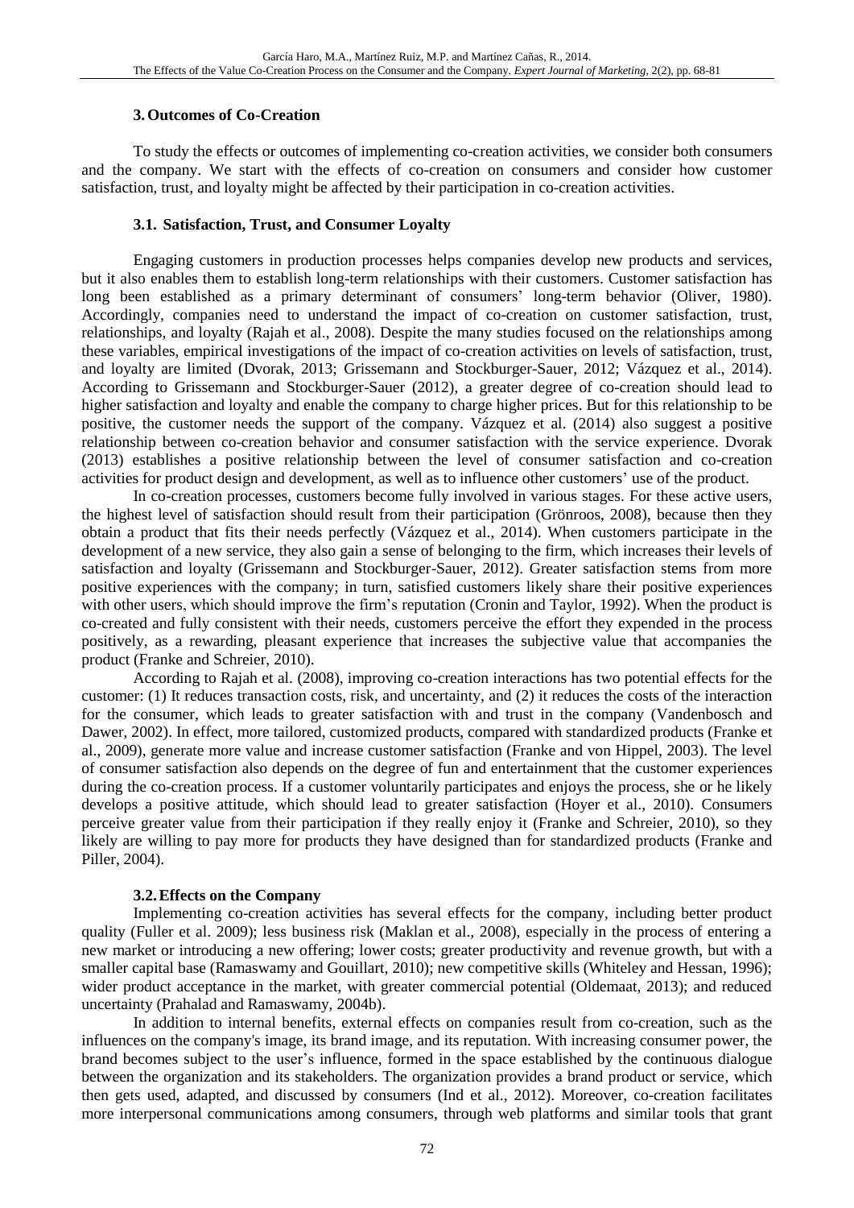## 3. Outcomes of Co-Creation

To study the effects or outcomes of implementing co-creation activities, we consider both consumers and the company. We start with the effects of co-creation on consumers and consider how customer satisfaction, trust, and loyalty might be affected by their participation in co-creation activities.

### 3.1. Satisfaction, Trust, and Consumer Loyalty

Engaging customers in production processes helps companies develop new products and services, but it also enables them to establish long-term relationships with their customers. Customer satisfaction has long been established as a primary determinant of consumers' long-term behavior (Oliver, 1980). Accordingly, companies need to understand the impact of co-creation on customer satisfaction, trust, relationships, and loyalty (Rajah et al., 2008). Despite the many studies focused on the relationships among these variables, empirical investigations of the impact of co-creation activities on levels of satisfaction, trust, and loyalty are limited (Dvorak, 2013; Grissemann and Stockburger-Sauer, 2012; Vázquez et al., 2014). According to Grissemann and Stockburger-Sauer (2012), a greater degree of co-creation should lead to higher satisfaction and loyalty and enable the company to charge higher prices. But for this relationship to be positive, the customer needs the support of the company. Vázquez et al. (2014) also suggest a positive relationship between co-creation behavior and consumer satisfaction with the service experience. Dvorak (2013) establishes a positive relationship between the level of consumer satisfaction and co-creation activities for product design and development, as well as to influence other customers' use of the product.

In co-creation processes, customers become fully involved in various stages. For these active users, the highest level of satisfaction should result from their participation (Grönroos, 2008), because then they obtain a product that fits their needs perfectly (Vázquez et al., 2014). When customers participate in the development of a new service, they also gain a sense of belonging to the firm, which increases their levels of satisfaction and loyalty (Grissemann and Stockburger-Sauer, 2012). Greater satisfaction stems from more positive experiences with the company; in turn, satisfied customers likely share their positive experiences with other users, which should improve the firm's reputation (Cronin and Taylor, 1992). When the product is co-created and fully consistent with their needs, customers perceive the effort they expended in the process positively, as a rewarding, pleasant experience that increases the subjective value that accompanies the product (Franke and Schreier, 2010).

According to Rajah et al. (2008), improving co-creation interactions has two potential effects for the customer: (1) It reduces transaction costs, risk, and uncertainty, and (2) it reduces the costs of the interaction for the consumer, which leads to greater satisfaction with and trust in the company (Vandenbosch and Dawer, 2002). In effect, more tailored, customized products, compared with standardized products (Franke et al., 2009), generate more value and increase customer satisfaction (Franke and von Hippel, 2003). The level of consumer satisfaction also depends on the degree of fun and entertainment that the customer experiences during the co-creation process. If a customer voluntarily participates and enjoys the process, she or he likely develops a positive attitude, which should lead to greater satisfaction (Hoyer et al., 2010). Consumers perceive greater value from their participation if they really enjoy it (Franke and Schreier, 2010), so they likely are willing to pay more for products they have designed than for standardized products (Franke and Piller, 2004).

### 3.2. Effects on the Company

Implementing co-creation activities has several effects for the company, including better product quality (Fuller et al. 2009); less business risk (Maklan et al., 2008), especially in the process of entering a new market or introducing a new offering; lower costs; greater productivity and revenue growth, but with a smaller capital base (Ramaswamy and Gouillart, 2010); new competitive skills (Whiteley and Hessan, 1996); wider product acceptance in the market, with greater commercial potential (Oldemaat, 2013); and reduced uncertainty (Prahalad and Ramaswamy, 2004b).

In addition to internal benefits, external effects on companies result from co-creation, such as the influences on the company's image, its brand image, and its reputation. With increasing consumer power, the brand becomes subject to the user's influence, formed in the space established by the continuous dialogue between the organization and its stakeholders. The organization provides a brand product or service, which then gets used, adapted, and discussed by consumers (Ind et al., 2012). Moreover, co-creation facilitates more interpersonal communications among consumers, through web platforms and similar tools that grant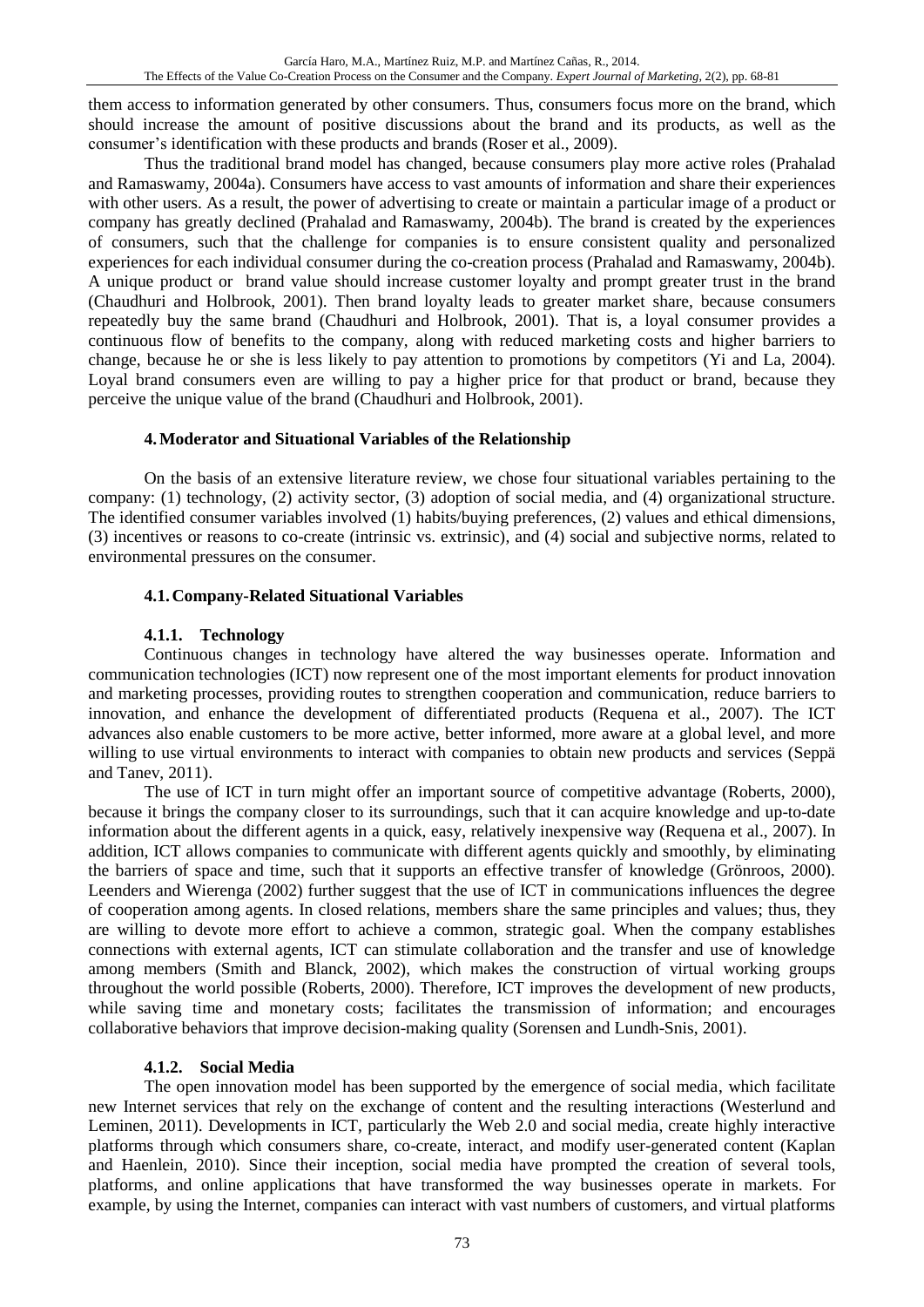them access to information generated by other consumers. Thus, consumers focus more on the brand, which should increase the amount of positive discussions about the brand and its products, as well as the consumer's identification with these products and brands (Roser et al., 2009).

Thus the traditional brand model has changed, because consumers play more active roles (Prahalad and Ramaswamy, 2004a). Consumers have access to vast amounts of information and share their experiences with other users. As a result, the power of advertising to create or maintain a particular image of a product or company has greatly declined (Prahalad and Ramaswamy, 2004b). The brand is created by the experiences of consumers, such that the challenge for companies is to ensure consistent quality and personalized experiences for each individual consumer during the co-creation process (Prahalad and Ramaswamy, 2004b). A unique product or brand value should increase customer loyalty and prompt greater trust in the brand (Chaudhuri and Holbrook, 2001). Then brand loyalty leads to greater market share, because consumers repeatedly buy the same brand (Chaudhuri and Holbrook, 2001). That is, a loyal consumer provides a continuous flow of benefits to the company, along with reduced marketing costs and higher barriers to change, because he or she is less likely to pay attention to promotions by competitors (Yi and La, 2004). Loyal brand consumers even are willing to pay a higher price for that product or brand, because they perceive the unique value of the brand (Chaudhuri and Holbrook, 2001).

## 4. Moderator and Situational Variables of the Relationship

On the basis of an extensive literature review, we chose four situational variables pertaining to the company: (1) technology, (2) activity sector, (3) adoption of social media, and (4) organizational structure. The identified consumer variables involved (1) habits/buying preferences, (2) values and ethical dimensions, (3) incentives or reasons to co-create (intrinsic vs. extrinsic), and (4) social and subjective norms, related to environmental pressures on the consumer.

### 4.1. Company-Related Situational Variables

#### 4.1.1. Technology

Continuous changes in technology have altered the way businesses operate. Information and communication technologies (ICT) now represent one of the most important elements for product innovation and marketing processes, providing routes to strengthen cooperation and communication, reduce barriers to innovation, and enhance the development of differentiated products (Requena et al., 2007). The ICT advances also enable customers to be more active, better informed, more aware at a global level, and more willing to use virtual environments to interact with companies to obtain new products and services (Seppä and Tanev, 2011).

The use of ICT in turn might offer an important source of competitive advantage (Roberts, 2000), because it brings the company closer to its surroundings, such that it can acquire knowledge and up-to-date information about the different agents in a quick, easy, relatively inexpensive way (Requena et al., 2007). In addition, ICT allows companies to communicate with different agents quickly and smoothly, by eliminating the barriers of space and time, such that it supports an effective transfer of knowledge (Grönroos, 2000). Leenders and Wierenga (2002) further suggest that the use of ICT in communications influences the degree of cooperation among agents. In closed relations, members share the same principles and values; thus, they are willing to devote more effort to achieve a common, strategic goal. When the company establishes connections with external agents, ICT can stimulate collaboration and the transfer and use of knowledge among members (Smith and Blanck, 2002), which makes the construction of virtual working groups throughout the world possible (Roberts, 2000). Therefore, ICT improves the development of new products, while saving time and monetary costs; facilitates the transmission of information; and encourages collaborative behaviors that improve decision-making quality (Sorensen and Lundh-Snis, 2001).

#### 4.1.2. Social Media

The open innovation model has been supported by the emergence of social media, which facilitate new Internet services that rely on the exchange of content and the resulting interactions (Westerlund and Leminen, 2011). Developments in ICT, particularly the Web 2.0 and social media, create highly interactive platforms through which consumers share, co-create, interact, and modify user-generated content (Kaplan and Haenlein, 2010). Since their inception, social media have prompted the creation of several tools, platforms, and online applications that have transformed the way businesses operate in markets. For example, by using the Internet, companies can interact with vast numbers of customers, and virtual platforms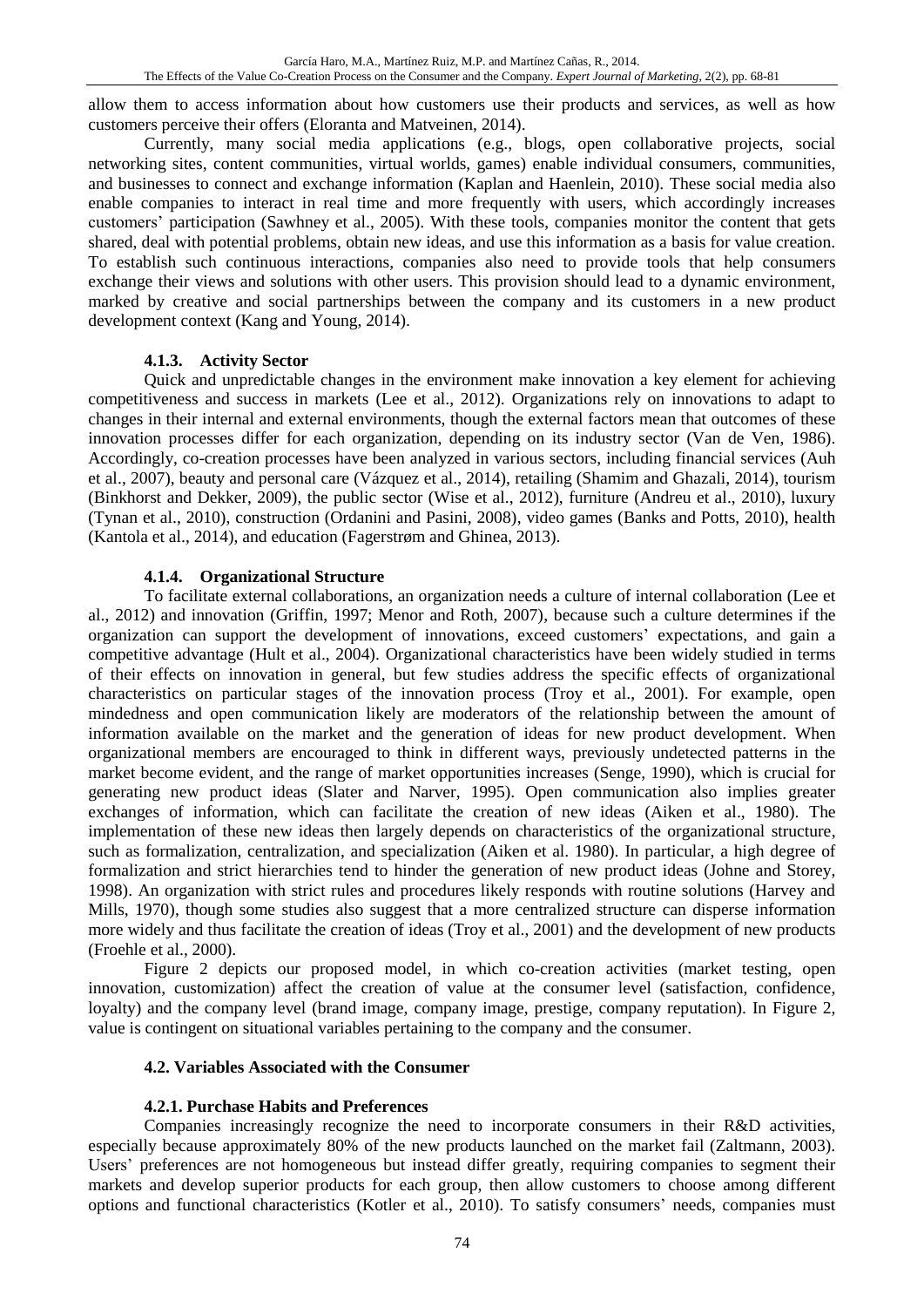allow them to access information about how customers use their products and services, as well as how customers perceive their offers (Eloranta and Matveinen, 2014).

Currently, many social media applications (e.g., blogs, open collaborative projects, social networking sites, content communities, virtual worlds, games) enable individual consumers, communities, and businesses to connect and exchange information (Kaplan and Haenlein, 2010). These social media also enable companies to interact in real time and more frequently with users, which accordingly increases customers' participation (Sawhney et al., 2005). With these tools, companies monitor the content that gets shared, deal with potential problems, obtain new ideas, and use this information as a basis for value creation. To establish such continuous interactions, companies also need to provide tools that help consumers exchange their views and solutions with other users. This provision should lead to a dynamic environment, marked by creative and social partnerships between the company and its customers in a new product development context (Kang and Young, 2014).

#### 4.1.3. Activity Sector

Quick and unpredictable changes in the environment make innovation a key element for achieving competitiveness and success in markets (Lee et al., 2012). Organizations rely on innovations to adapt to changes in their internal and external environments, though the external factors mean that outcomes of these innovation processes differ for each organization, depending on its industry sector (Van de Ven, 1986). Accordingly, co-creation processes have been analyzed in various sectors, including financial services (Auh et al., 2007), beauty and personal care (Vázquez et al., 2014), retailing (Shamim and Ghazali, 2014), tourism (Binkhorst and Dekker, 2009), the public sector (Wise et al., 2012), furniture (Andreu et al., 2010), luxury (Tynan et al., 2010), construction (Ordanini and Pasini, 2008), video games (Banks and Potts, 2010), health (Kantola et al., 2014), and education (Fagerstrøm and Ghinea, 2013).

#### 4.1.4. Organizational Structure

To facilitate external collaborations, an organization needs a culture of internal collaboration (Lee et al., 2012) and innovation (Griffin, 1997; Menor and Roth, 2007), because such a culture determines if the organization can support the development of innovations, exceed customers' expectations, and gain a competitive advantage (Hult et al., 2004). Organizational characteristics have been widely studied in terms of their effects on innovation in general, but few studies address the specific effects of organizational characteristics on particular stages of the innovation process (Troy et al., 2001). For example, open mindedness and open communication likely are moderators of the relationship between the amount of information available on the market and the generation of ideas for new product development. When organizational members are encouraged to think in different ways, previously undetected patterns in the market become evident, and the range of market opportunities increases (Senge, 1990), which is crucial for generating new product ideas (Slater and Narver, 1995). Open communication also implies greater exchanges of information, which can facilitate the creation of new ideas (Aiken et al., 1980). The implementation of these new ideas then largely depends on characteristics of the organizational structure, such as formalization, centralization, and specialization (Aiken et al. 1980). In particular, a high degree of formalization and strict hierarchies tend to hinder the generation of new product ideas (Johne and Storey, 1998). An organization with strict rules and procedures likely responds with routine solutions (Harvey and Mills, 1970), though some studies also suggest that a more centralized structure can disperse information more widely and thus facilitate the creation of ideas (Troy et al., 2001) and the development of new products (Froehle et al., 2000).

Figure 2 depicts our proposed model, in which co-creation activities (market testing, open innovation, customization) affect the creation of value at the consumer level (satisfaction, confidence, loyalty) and the company level (brand image, company image, prestige, company reputation). In Figure 2, value is contingent on situational variables pertaining to the company and the consumer.

### 4.2. Variables Associated with the Consumer

#### 4.2.1. Purchase Habits and Preferences

Companies increasingly recognize the need to incorporate consumers in their R&D activities, especially because approximately 80% of the new products launched on the market fail (Zaltmann, 2003). Users' preferences are not homogeneous but instead differ greatly, requiring companies to segment their markets and develop superior products for each group, then allow customers to choose among different options and functional characteristics (Kotler et al., 2010). To satisfy consumers' needs, companies must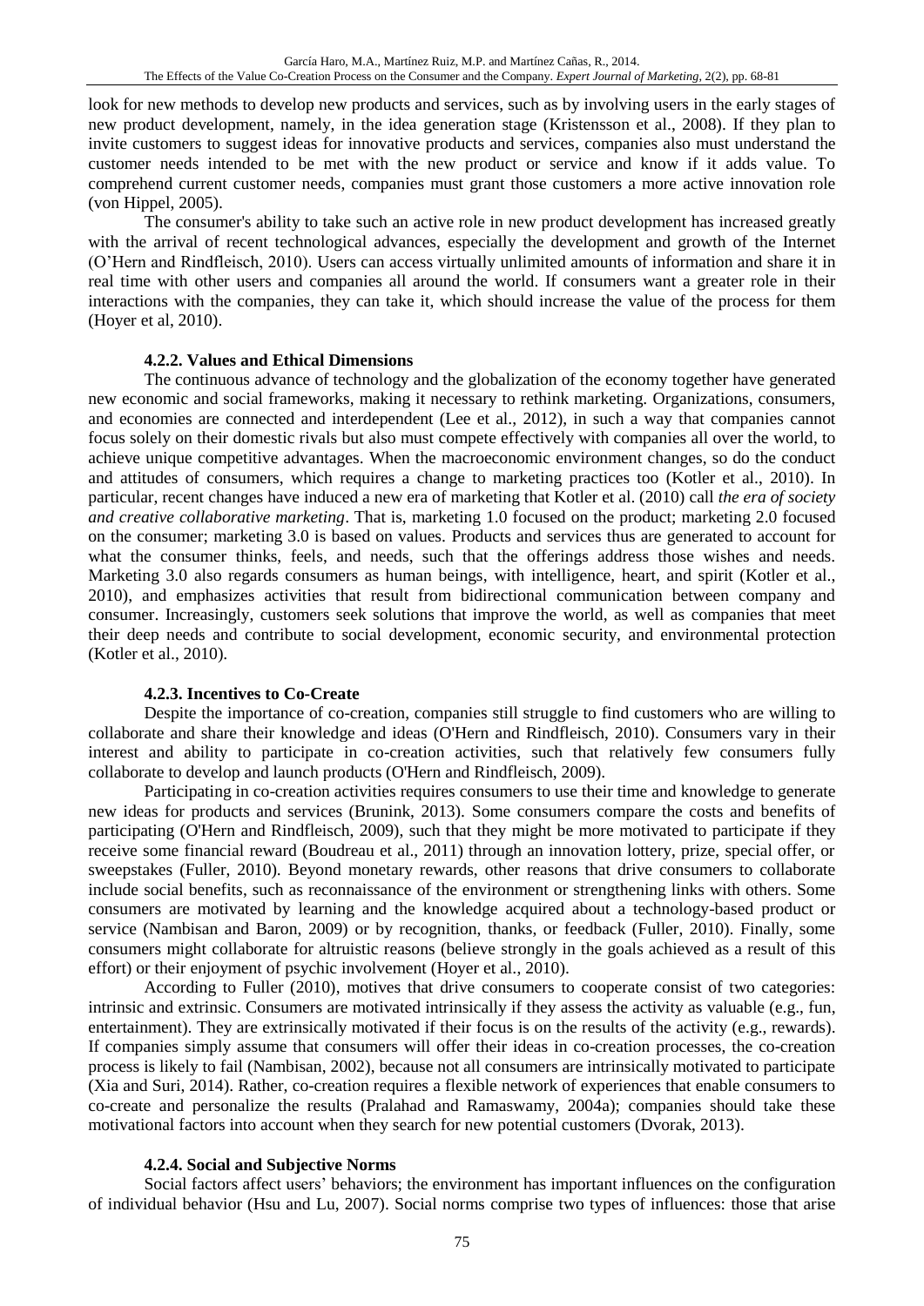look for new methods to develop new products and services, such as by involving users in the early stages of new product development, namely, in the idea generation stage (Kristensson et al., 2008). If they plan to invite customers to suggest ideas for innovative products and services, companies also must understand the customer needs intended to be met with the new product or service and know if it adds value. To comprehend current customer needs, companies must grant those customers a more active innovation role (von Hippel, 2005).

The consumer's ability to take such an active role in new product development has increased greatly with the arrival of recent technological advances, especially the development and growth of the Internet (O'Hern and Rindfleisch, 2010). Users can access virtually unlimited amounts of information and share it in real time with other users and companies all around the world. If consumers want a greater role in their interactions with the companies, they can take it, which should increase the value of the process for them (Hoyer et al, 2010).

#### 4.2.2. Values and Ethical Dimensions

The continuous advance of technology and the globalization of the economy together have generated new economic and social frameworks, making it necessary to rethink marketing. Organizations, consumers, and economies are connected and interdependent (Lee et al., 2012), in such a way that companies cannot focus solely on their domestic rivals but also must compete effectively with companies all over the world, to achieve unique competitive advantages. When the macroeconomic environment changes, so do the conduct and attitudes of consumers, which requires a change to marketing practices too (Kotler et al., 2010). In particular, recent changes have induced a new era of marketing that Kotler et al. (2010) call *the era of society and creative collaborative marketing*. That is, marketing 1.0 focused on the product; marketing 2.0 focused on the consumer; marketing 3.0 is based on values. Products and services thus are generated to account for what the consumer thinks, feels, and needs, such that the offerings address those wishes and needs. Marketing 3.0 also regards consumers as human beings, with intelligence, heart, and spirit (Kotler et al., 2010), and emphasizes activities that result from bidirectional communication between company and consumer. Increasingly, customers seek solutions that improve the world, as well as companies that meet their deep needs and contribute to social development, economic security, and environmental protection (Kotler et al., 2010).

#### 4.2.3. Incentives to Co-Create

Despite the importance of co-creation, companies still struggle to find customers who are willing to collaborate and share their knowledge and ideas (O'Hern and Rindfleisch, 2010). Consumers vary in their interest and ability to participate in co-creation activities, such that relatively few consumers fully collaborate to develop and launch products (O'Hern and Rindfleisch, 2009).

Participating in co-creation activities requires consumers to use their time and knowledge to generate new ideas for products and services (Brunink, 2013). Some consumers compare the costs and benefits of participating (O'Hern and Rindfleisch, 2009), such that they might be more motivated to participate if they receive some financial reward (Boudreau et al., 2011) through an innovation lottery, prize, special offer, or sweepstakes (Fuller, 2010). Beyond monetary rewards, other reasons that drive consumers to collaborate include social benefits, such as reconnaissance of the environment or strengthening links with others. Some consumers are motivated by learning and the knowledge acquired about a technology-based product or service (Nambisan and Baron, 2009) or by recognition, thanks, or feedback (Fuller, 2010). Finally, some consumers might collaborate for altruistic reasons (believe strongly in the goals achieved as a result of this effort) or their enjoyment of psychic involvement (Hoyer et al., 2010).

According to Fuller (2010), motives that drive consumers to cooperate consist of two categories: intrinsic and extrinsic. Consumers are motivated intrinsically if they assess the activity as valuable (e.g., fun, entertainment). They are extrinsically motivated if their focus is on the results of the activity (e.g., rewards). If companies simply assume that consumers will offer their ideas in co-creation processes, the co-creation process is likely to fail (Nambisan, 2002), because not all consumers are intrinsically motivated to participate (Xia and Suri, 2014). Rather, co-creation requires a flexible network of experiences that enable consumers to co-create and personalize the results (Pralahad and Ramaswamy, 2004a); companies should take these motivational factors into account when they search for new potential customers (Dvorak, 2013).

#### 4.2.4. Social and Subjective Norms

Social factors affect users' behaviors; the environment has important influences on the configuration of individual behavior (Hsu and Lu, 2007). Social norms comprise two types of influences: those that arise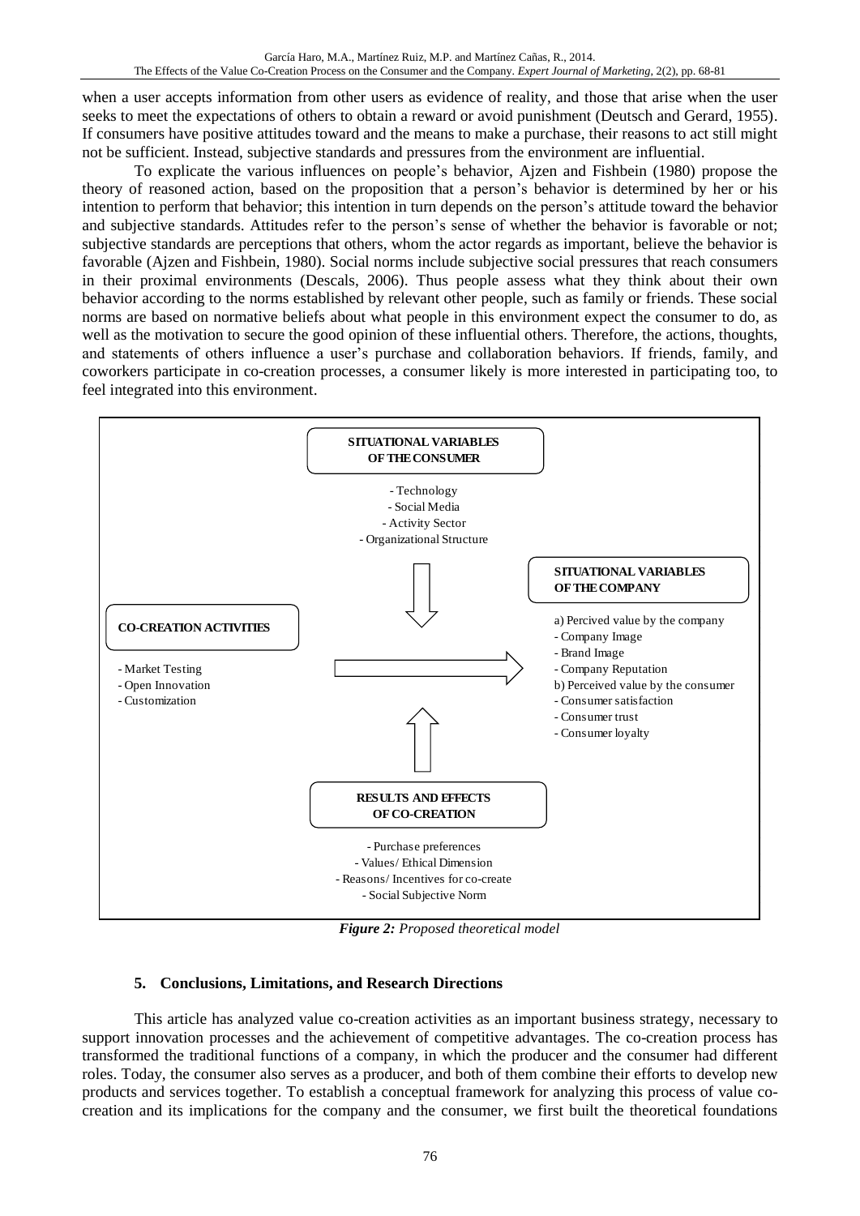when a user accepts information from other users as evidence of reality, and those that arise when the user seeks to meet the expectations of others to obtain a reward or avoid punishment (Deutsch and Gerard, 1955). If consumers have positive attitudes toward and the means to make a purchase, their reasons to act still might not be sufficient. Instead, subjective standards and pressures from the environment are influential.

To explicate the various influences on people's behavior, Ajzen and Fishbein (1980) propose the theory of reasoned action, based on the proposition that a person's behavior is determined by her or his intention to perform that behavior; this intention in turn depends on the person's attitude toward the behavior and subjective standards. Attitudes refer to the person's sense of whether the behavior is favorable or not; subjective standards are perceptions that others, whom the actor regards as important, believe the behavior is favorable (Ajzen and Fishbein, 1980). Social norms include subjective social pressures that reach consumers in their proximal environments (Descals, 2006). Thus people assess what they think about their own behavior according to the norms established by relevant other people, such as family or friends. These social norms are based on normative beliefs about what people in this environment expect the consumer to do, as well as the motivation to secure the good opinion of these influential others. Therefore, the actions, thoughts, and statements of others influence a user's purchase and collaboration behaviors. If friends, family, and coworkers participate in co-creation processes, a consumer likely is more interested in participating too, to feel integrated into this environment.

**SITUATIONAL VARIABLES OF THE CONSUMER**

- Technology
- Social Media
- Activity Sector
- Organizational Structure

**CO-CREATION ACTIVITIES**

- Market Testing
- Open Innovation
- Customization

**SITUATIONAL VARIABLES OF THE COMPANY**

a) Percived value by the company
- Company Image
- Brand Image
- Company Reputation

b) Perceived value by the consumer
- Consumer satisfaction
- Consumer trust
- Consumer loyalty

**RESULTS AND EFFECTS OF CO-CREATION**

- Purchase preferences
- Values/ Ethical Dimension
- Reasons/ Incentives for co-create
- Social Subjective Norm

***Figure 2:*** *Proposed theoretical model*

## 5. Conclusions, Limitations, and Research Directions

This article has analyzed value co-creation activities as an important business strategy, necessary to support innovation processes and the achievement of competitive advantages. The co-creation process has transformed the traditional functions of a company, in which the producer and the consumer had different roles. Today, the consumer also serves as a producer, and both of them combine their efforts to develop new products and services together. To establish a conceptual framework for analyzing this process of value co-creation and its implications for the company and the consumer, we first built the theoretical foundations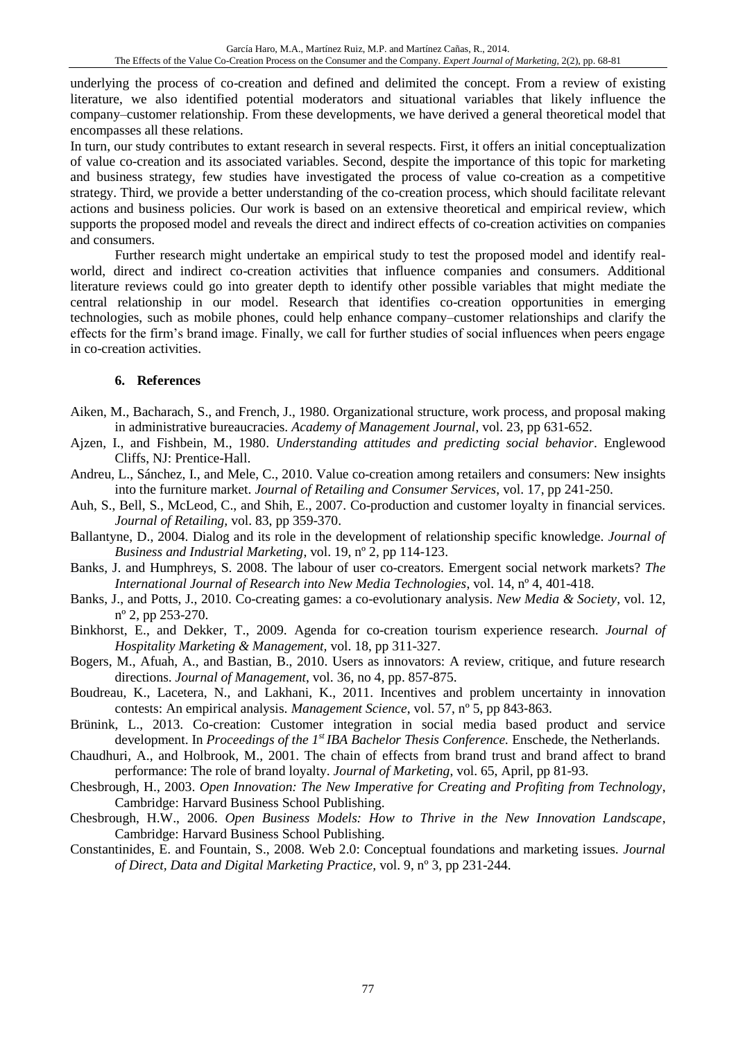underlying the process of co-creation and defined and delimited the concept. From a review of existing literature, we also identified potential moderators and situational variables that likely influence the company–customer relationship. From these developments, we have derived a general theoretical model that encompasses all these relations.

In turn, our study contributes to extant research in several respects. First, it offers an initial conceptualization of value co-creation and its associated variables. Second, despite the importance of this topic for marketing and business strategy, few studies have investigated the process of value co-creation as a competitive strategy. Third, we provide a better understanding of the co-creation process, which should facilitate relevant actions and business policies. Our work is based on an extensive theoretical and empirical review, which supports the proposed model and reveals the direct and indirect effects of co-creation activities on companies and consumers.

Further research might undertake an empirical study to test the proposed model and identify real-world, direct and indirect co-creation activities that influence companies and consumers. Additional literature reviews could go into greater depth to identify other possible variables that might mediate the central relationship in our model. Research that identifies co-creation opportunities in emerging technologies, such as mobile phones, could help enhance company–customer relationships and clarify the effects for the firm's brand image. Finally, we call for further studies of social influences when peers engage in co-creation activities.

## 6. References

Aiken, M., Bacharach, S., and French, J., 1980. Organizational structure, work process, and proposal making in administrative bureaucracies. *Academy of Management Journal*, vol. 23, pp 631-652.

Ajzen, I., and Fishbein, M., 1980. *Understanding attitudes and predicting social behavior*. Englewood Cliffs, NJ: Prentice-Hall.

Andreu, L., Sánchez, I., and Mele, C., 2010. Value co-creation among retailers and consumers: New insights into the furniture market. *Journal of Retailing and Consumer Services*, vol. 17, pp 241-250.

Auh, S., Bell, S., McLeod, C., and Shih, E., 2007. Co-production and customer loyalty in financial services. *Journal of Retailing*, vol. 83, pp 359-370.

Ballantyne, D., 2004. Dialog and its role in the development of relationship specific knowledge. *Journal of Business and Industrial Marketing*, vol. 19, nº 2, pp 114-123.

Banks, J. and Humphreys, S. 2008. The labour of user co-creators. Emergent social network markets? *The International Journal of Research into New Media Technologies*, vol. 14, nº 4, 401-418.

Banks, J., and Potts, J., 2010. Co-creating games: a co-evolutionary analysis. *New Media & Society*, vol. 12, nº 2, pp 253-270.

Binkhorst, E., and Dekker, T., 2009. Agenda for co-creation tourism experience research. *Journal of Hospitality Marketing & Management*, vol. 18, pp 311-327.

Bogers, M., Afuah, A., and Bastian, B., 2010. Users as innovators: A review, critique, and future research directions. *Journal of Management*, vol. 36, no 4, pp. 857-875.

Boudreau, K., Lacetera, N., and Lakhani, K., 2011. Incentives and problem uncertainty in innovation contests: An empirical analysis. *Management Science*, vol. 57, nº 5, pp 843-863.

Brünink, L., 2013. Co-creation: Customer integration in social media based product and service development. In *Proceedings of the 1st IBA Bachelor Thesis Conference.* Enschede, the Netherlands.

Chaudhuri, A., and Holbrook, M., 2001. The chain of effects from brand trust and brand affect to brand performance: The role of brand loyalty. *Journal of Marketing*, vol. 65, April, pp 81-93.

Chesbrough, H., 2003. *Open Innovation: The New Imperative for Creating and Profiting from Technology*, Cambridge: Harvard Business School Publishing.

Chesbrough, H.W., 2006. *Open Business Models: How to Thrive in the New Innovation Landscape*, Cambridge: Harvard Business School Publishing.

Constantinides, E. and Fountain, S., 2008. Web 2.0: Conceptual foundations and marketing issues. *Journal of Direct, Data and Digital Marketing Practice*, vol. 9, nº 3, pp 231-244.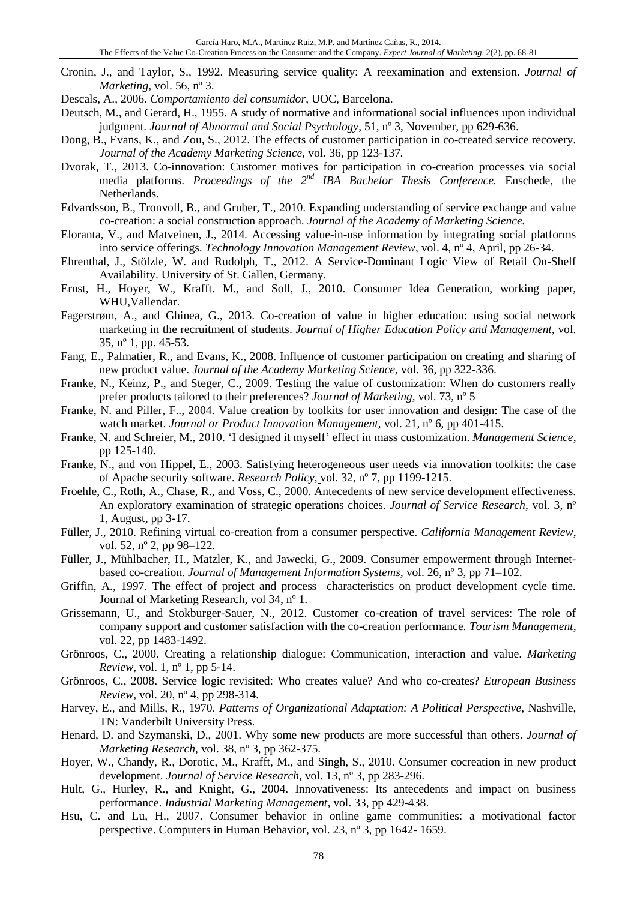Cronin, J., and Taylor, S., 1992. Measuring service quality: A reexamination and extension. *Journal of Marketing*, vol. 56, nº 3.

Descals, A., 2006. *Comportamiento del consumidor*, UOC, Barcelona.

Deutsch, M., and Gerard, H., 1955. A study of normative and informational social influences upon individual judgment. *Journal of Abnormal and Social Psychology*, 51, nº 3, November, pp 629-636.

Dong, B., Evans, K., and Zou, S., 2012. The effects of customer participation in co-created service recovery. *Journal of the Academy Marketing Science*, vol. 36, pp 123-137.

Dvorak, T., 2013. Co-innovation: Customer motives for participation in co-creation processes via social media platforms. *Proceedings of the 2nd IBA Bachelor Thesis Conference.* Enschede, the Netherlands.

Edvardsson, B., Tronvoll, B., and Gruber, T., 2010. Expanding understanding of service exchange and value co-creation: a social construction approach. *Journal of the Academy of Marketing Science.*

Eloranta, V., and Matveinen, J., 2014. Accessing value-in-use information by integrating social platforms into service offerings. *Technology Innovation Management Review*, vol. 4, nº 4, April, pp 26-34.

Ehrenthal, J., Stölzle, W. and Rudolph, T., 2012. A Service-Dominant Logic View of Retail On-Shelf Availability. University of St. Gallen, Germany.

Ernst, H., Hoyer, W., Krafft. M., and Soll, J., 2010. Consumer Idea Generation, working paper, WHU,Vallendar.

Fagerstrøm, A., and Ghinea, G., 2013. Co-creation of value in higher education: using social network marketing in the recruitment of students. *Journal of Higher Education Policy and Management*, vol. 35, nº 1, pp. 45-53.

Fang, E., Palmatier, R., and Evans, K., 2008. Influence of customer participation on creating and sharing of new product value. *Journal of the Academy Marketing Science*, vol. 36, pp 322-336.

Franke, N., Keinz, P., and Steger, C., 2009. Testing the value of customization: When do customers really prefer products tailored to their preferences? *Journal of Marketing*, vol. 73, nº 5

Franke, N. and Piller, F.., 2004. Value creation by toolkits for user innovation and design: The case of the watch market. *Journal or Product Innovation Management*, vol. 21, nº 6, pp 401-415.

Franke, N. and Schreier, M., 2010. 'I designed it myself' effect in mass customization. *Management Science*, pp 125-140.

Franke, N., and von Hippel, E., 2003. Satisfying heterogeneous user needs via innovation toolkits: the case of Apache security software. *Research Policy*, vol. 32, nº 7, pp 1199-1215.

Froehle, C., Roth, A., Chase, R., and Voss, C., 2000. Antecedents of new service development effectiveness. An exploratory examination of strategic operations choices. *Journal of Service Research*, vol. 3, nº 1, August, pp 3-17.

Füller, J., 2010. Refining virtual co-creation from a consumer perspective. *California Management Review*, vol. 52, nº 2, pp 98–122.

Füller, J., Mühlbacher, H., Matzler, K., and Jawecki, G., 2009. Consumer empowerment through Internet-based co-creation. *Journal of Management Information Systems*, vol. 26, nº 3, pp 71–102.

Griffin, A., 1997. The effect of project and process characteristics on product development cycle time. Journal of Marketing Research, vol 34, nº 1.

Grissemann, U., and Stokburger-Sauer, N., 2012. Customer co-creation of travel services: The role of company support and customer satisfaction with the co-creation performance. *Tourism Management*, vol. 22, pp 1483-1492.

Grönroos, C., 2000. Creating a relationship dialogue: Communication, interaction and value. *Marketing Review*, vol. 1, nº 1, pp 5-14.

Grönroos, C., 2008. Service logic revisited: Who creates value? And who co-creates? *European Business Review*, vol. 20, nº 4, pp 298-314.

Harvey, E., and Mills, R., 1970. *Patterns of Organizational Adaptation: A Political Perspective*, Nashville, TN: Vanderbilt University Press.

Henard, D. and Szymanski, D., 2001. Why some new products are more successful than others. *Journal of Marketing Research*, vol. 38, nº 3, pp 362-375.

Hoyer, W., Chandy, R., Dorotic, M., Krafft, M., and Singh, S., 2010. Consumer cocreation in new product development. *Journal of Service Research*, vol. 13, nº 3, pp 283-296.

Hult, G., Hurley, R., and Knight, G., 2004. Innovativeness: Its antecedents and impact on business performance. *Industrial Marketing Management*, vol. 33, pp 429-438.

Hsu, C. and Lu, H., 2007. Consumer behavior in online game communities: a motivational factor perspective. Computers in Human Behavior, vol. 23, nº 3, pp 1642- 1659.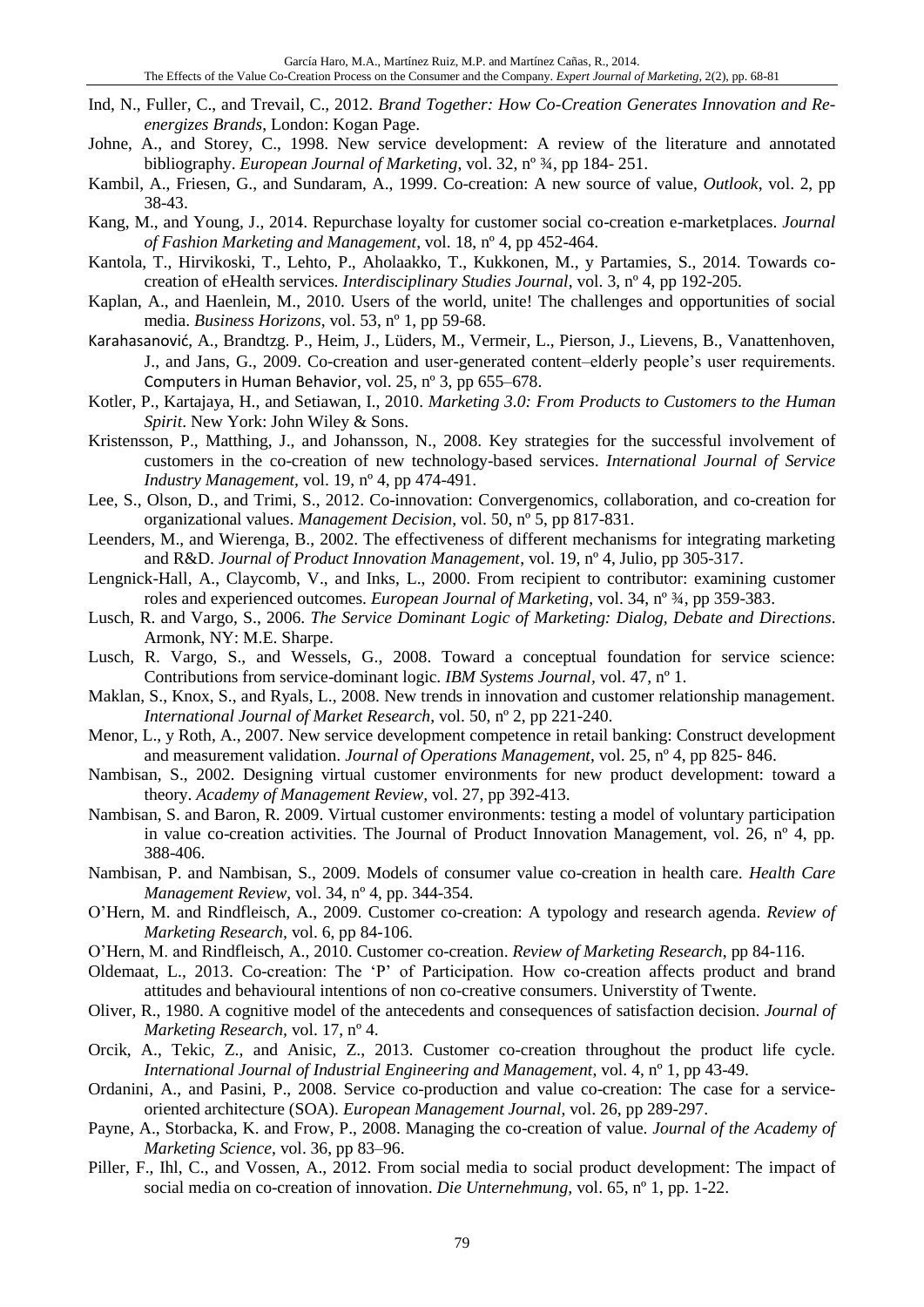Ind, N., Fuller, C., and Trevail, C., 2012. *Brand Together: How Co-Creation Generates Innovation and Re-energizes Brands*, London: Kogan Page.

Johne, A., and Storey, C., 1998. New service development: A review of the literature and annotated bibliography. *European Journal of Marketing*, vol. 32, nº ¾, pp 184- 251.

Kambil, A., Friesen, G., and Sundaram, A., 1999. Co-creation: A new source of value, *Outlook*, vol. 2, pp 38-43.

Kang, M., and Young, J., 2014. Repurchase loyalty for customer social co-creation e-marketplaces. *Journal of Fashion Marketing and Management*, vol. 18, nº 4, pp 452-464.

Kantola, T., Hirvikoski, T., Lehto, P., Aholaakko, T., Kukkonen, M., y Partamies, S., 2014. Towards co-creation of eHealth services. *Interdisciplinary Studies Journal*, vol. 3, nº 4, pp 192-205.

Kaplan, A., and Haenlein, M., 2010. Users of the world, unite! The challenges and opportunities of social media. *Business Horizons*, vol. 53, nº 1, pp 59-68.

Karahasanović, A., Brandtzg. P., Heim, J., Lüders, M., Vermeir, L., Pierson, J., Lievens, B., Vanattenhoven, J., and Jans, G., 2009. Co-creation and user-generated content–elderly people's user requirements. Computers in Human Behavior, vol. 25, nº 3, pp 655–678.

Kotler, P., Kartajaya, H., and Setiawan, I., 2010. *Marketing 3.0: From Products to Customers to the Human Spirit*. New York: John Wiley & Sons.

Kristensson, P., Matthing, J., and Johansson, N., 2008. Key strategies for the successful involvement of customers in the co-creation of new technology-based services. *International Journal of Service Industry Management*, vol. 19, nº 4, pp 474-491.

Lee, S., Olson, D., and Trimi, S., 2012. Co-innovation: Convergenomics, collaboration, and co-creation for organizational values. *Management Decision*, vol. 50, nº 5, pp 817-831.

Leenders, M., and Wierenga, B., 2002. The effectiveness of different mechanisms for integrating marketing and R&D. *Journal of Product Innovation Management*, vol. 19, nº 4, Julio, pp 305-317.

Lengnick-Hall, A., Claycomb, V., and Inks, L., 2000. From recipient to contributor: examining customer roles and experienced outcomes. *European Journal of Marketing*, vol. 34, nº ¾, pp 359-383.

Lusch, R. and Vargo, S., 2006. *The Service Dominant Logic of Marketing: Dialog, Debate and Directions*. Armonk, NY: M.E. Sharpe.

Lusch, R. Vargo, S., and Wessels, G., 2008. Toward a conceptual foundation for service science: Contributions from service-dominant logic. *IBM Systems Journal*, vol. 47, nº 1.

Maklan, S., Knox, S., and Ryals, L., 2008. New trends in innovation and customer relationship management. *International Journal of Market Research*, vol. 50, nº 2, pp 221-240.

Menor, L., y Roth, A., 2007. New service development competence in retail banking: Construct development and measurement validation. *Journal of Operations Management*, vol. 25, nº 4, pp 825- 846.

Nambisan, S., 2002. Designing virtual customer environments for new product development: toward a theory. *Academy of Management Review*, vol. 27, pp 392-413.

Nambisan, S. and Baron, R. 2009. Virtual customer environments: testing a model of voluntary participation in value co-creation activities. The Journal of Product Innovation Management, vol. 26, nº 4, pp. 388-406.

Nambisan, P. and Nambisan, S., 2009. Models of consumer value co-creation in health care. *Health Care Management Review*, vol. 34, nº 4, pp. 344-354.

O'Hern, M. and Rindfleisch, A., 2009. Customer co-creation: A typology and research agenda. *Review of Marketing Research*, vol. 6, pp 84-106.

O'Hern, M. and Rindfleisch, A., 2010. Customer co-creation. *Review of Marketing Research*, pp 84-116.

Oldemaat, L., 2013. Co-creation: The 'P' of Participation. How co-creation affects product and brand attitudes and behavioural intentions of non co-creative consumers. Universtity of Twente.

Oliver, R., 1980. A cognitive model of the antecedents and consequences of satisfaction decision. *Journal of Marketing Research*, vol. 17, nº 4.

Orcik, A., Tekic, Z., and Anisic, Z., 2013. Customer co-creation throughout the product life cycle. *International Journal of Industrial Engineering and Management*, vol. 4, nº 1, pp 43-49.

Ordanini, A., and Pasini, P., 2008. Service co-production and value co-creation: The case for a service-oriented architecture (SOA). *European Management Journal*, vol. 26, pp 289-297.

Payne, A., Storbacka, K. and Frow, P., 2008. Managing the co-creation of value. *Journal of the Academy of Marketing Science*, vol. 36, pp 83–96.

Piller, F., Ihl, C., and Vossen, A., 2012. From social media to social product development: The impact of social media on co-creation of innovation. *Die Unternehmung*, vol. 65, nº 1, pp. 1-22.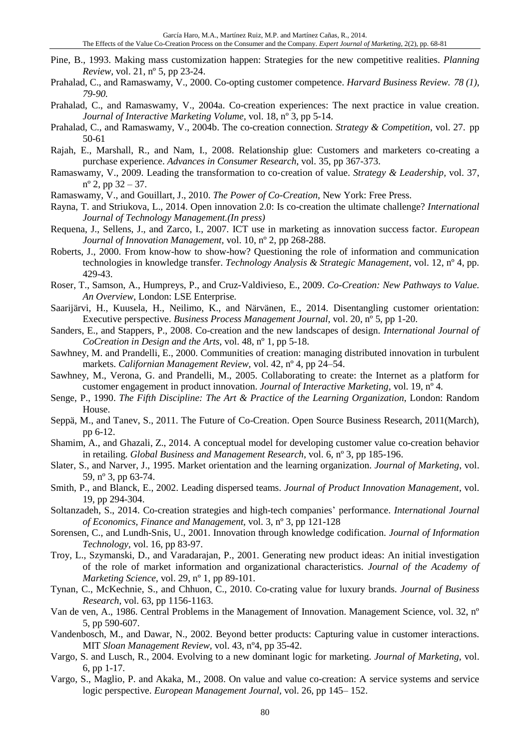Pine, B., 1993. Making mass customization happen: Strategies for the new competitive realities. *Planning Review*, vol. 21, nº 5, pp 23-24.

Prahalad, C., and Ramaswamy, V., 2000. Co-opting customer competence. *Harvard Business Review. 78 (1), 79-90.*

Prahalad, C., and Ramaswamy, V., 2004a. Co-creation experiences: The next practice in value creation. *Journal of Interactive Marketing Volume*, vol. 18, nº 3, pp 5-14.

Prahalad, C., and Ramaswamy, V., 2004b. The co-creation connection. *Strategy & Competition*, vol. 27. pp 50-61

Rajah, E., Marshall, R., and Nam, I., 2008. Relationship glue: Customers and marketers co-creating a purchase experience. *Advances in Consumer Research*, vol. 35, pp 367-373.

Ramaswamy, V., 2009. Leading the transformation to co-creation of value. *Strategy & Leadership*, vol. 37, nº 2, pp 32 – 37.

Ramaswamy, V., and Gouillart, J., 2010. *The Power of Co-Creation*, New York: Free Press.

Rayna, T. and Striukova, L., 2014. Open innovation 2.0: Is co-creation the ultimate challenge? *International Journal of Technology Management.(In press)*

Requena, J., Sellens, J., and Zarco, I., 2007. ICT use in marketing as innovation success factor. *European Journal of Innovation Management*, vol. 10, nº 2, pp 268-288.

Roberts, J., 2000. From know-how to show-how? Questioning the role of information and communication technologies in knowledge transfer. *Technology Analysis & Strategic Management*, vol. 12, nº 4, pp. 429-43.

Roser, T., Samson, A., Humpreys, P., and Cruz-Valdivieso, E., 2009. *Co-Creation: New Pathways to Value. An Overview*, London: LSE Enterprise.

Saarijärvi, H., Kuusela, H., Neilimo, K., and Närvänen, E., 2014. Disentangling customer orientation: Executive perspective. *Business Process Management Journal*, vol. 20, nº 5, pp 1-20.

Sanders, E., and Stappers, P., 2008. Co-creation and the new landscapes of design. *International Journal of CoCreation in Design and the Arts*, vol. 48, nº 1, pp 5-18.

Sawhney, M. and Prandelli, E., 2000. Communities of creation: managing distributed innovation in turbulent markets. *Californian Management Review*, vol. 42, nº 4, pp 24–54.

Sawhney, M., Verona, G. and Prandelli, M., 2005. Collaborating to create: the Internet as a platform for customer engagement in product innovation. *Journal of Interactive Marketing*, vol. 19, nº 4.

Senge, P., 1990. *The Fifth Discipline: The Art & Practice of the Learning Organization*, London: Random House.

Seppä, M., and Tanev, S., 2011. The Future of Co-Creation. Open Source Business Research, 2011(March), pp 6-12.

Shamim, A., and Ghazali, Z., 2014. A conceptual model for developing customer value co-creation behavior in retailing. *Global Business and Management Research*, vol. 6, nº 3, pp 185-196.

Slater, S., and Narver, J., 1995. Market orientation and the learning organization. *Journal of Marketing*, vol. 59, nº 3, pp 63-74.

Smith, P., and Blanck, E., 2002. Leading dispersed teams. *Journal of Product Innovation Management*, vol. 19, pp 294-304.

Soltanzadeh, S., 2014. Co-creation strategies and high-tech companies' performance. *International Journal of Economics, Finance and Management*, vol. 3, nº 3, pp 121-128

Sorensen, C., and Lundh-Snis, U., 2001. Innovation through knowledge codification. *Journal of Information Technology*, vol. 16, pp 83-97.

Troy, L., Szymanski, D., and Varadarajan, P., 2001. Generating new product ideas: An initial investigation of the role of market information and organizational characteristics. *Journal of the Academy of Marketing Science*, vol. 29, nº 1, pp 89-101.

Tynan, C., McKechnie, S., and Chhuon, C., 2010. Co-crating value for luxury brands. *Journal of Business Research*, vol. 63, pp 1156-1163.

Van de ven, A., 1986. Central Problems in the Management of Innovation. Management Science, vol. 32, nº 5, pp 590-607.

Vandenbosch, M., and Dawar, N., 2002. Beyond better products: Capturing value in customer interactions. MIT *Sloan Management Review*, vol. 43, nº4, pp 35-42.

Vargo, S. and Lusch, R., 2004. Evolving to a new dominant logic for marketing. *Journal of Marketing*, vol. 6, pp 1-17.

Vargo, S., Maglio, P. and Akaka, M., 2008. On value and value co-creation: A service systems and service logic perspective. *European Management Journal*, vol. 26, pp 145– 152.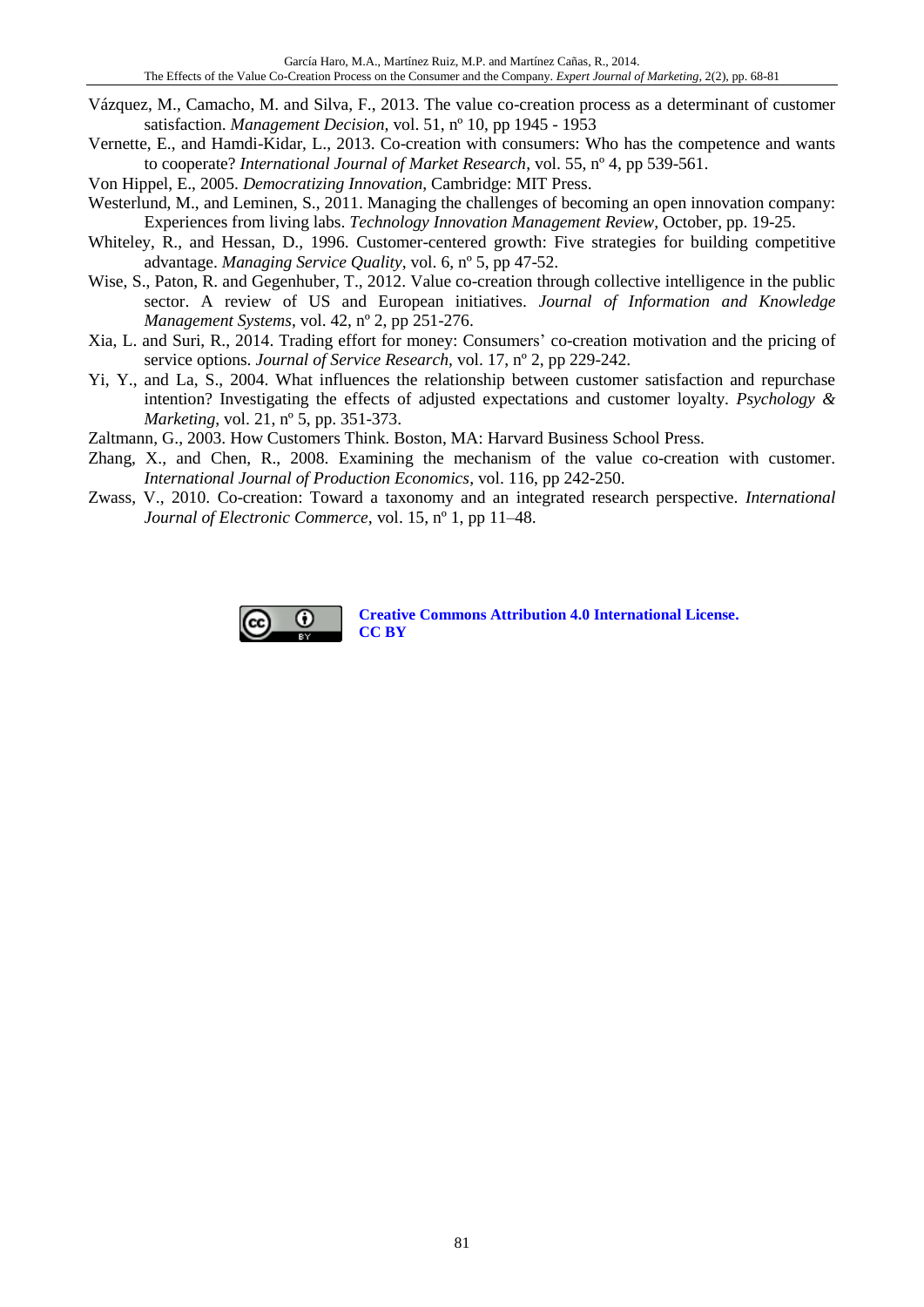Vázquez, M., Camacho, M. and Silva, F., 2013. The value co-creation process as a determinant of customer satisfaction. *Management Decision*, vol. 51, nº 10, pp 1945 - 1953

Vernette, E., and Hamdi-Kidar, L., 2013. Co-creation with consumers: Who has the competence and wants to cooperate? *International Journal of Market Research*, vol. 55, nº 4, pp 539-561.

Von Hippel, E., 2005. *Democratizing Innovation*, Cambridge: MIT Press.

Westerlund, M., and Leminen, S., 2011. Managing the challenges of becoming an open innovation company: Experiences from living labs. *Technology Innovation Management Review*, October, pp. 19-25.

Whiteley, R., and Hessan, D., 1996. Customer-centered growth: Five strategies for building competitive advantage. *Managing Service Quality*, vol. 6, nº 5, pp 47-52.

Wise, S., Paton, R. and Gegenhuber, T., 2012. Value co-creation through collective intelligence in the public sector. A review of US and European initiatives. *Journal of Information and Knowledge Management Systems*, vol. 42, nº 2, pp 251-276.

Xia, L. and Suri, R., 2014. Trading effort for money: Consumers' co-creation motivation and the pricing of service options. *Journal of Service Research*, vol. 17, nº 2, pp 229-242.

Yi, Y., and La, S., 2004. What influences the relationship between customer satisfaction and repurchase intention? Investigating the effects of adjusted expectations and customer loyalty. *Psychology & Marketing*, vol. 21, nº 5, pp. 351-373.

Zaltmann, G., 2003. How Customers Think. Boston, MA: Harvard Business School Press.

Zhang, X., and Chen, R., 2008. Examining the mechanism of the value co-creation with customer. *International Journal of Production Economics*, vol. 116, pp 242-250.

Zwass, V., 2010. Co-creation: Toward a taxonomy and an integrated research perspective. *International Journal of Electronic Commerce*, vol. 15, nº 1, pp 11–48.

**Creative Commons Attribution 4.0 International License.**
**CC BY**